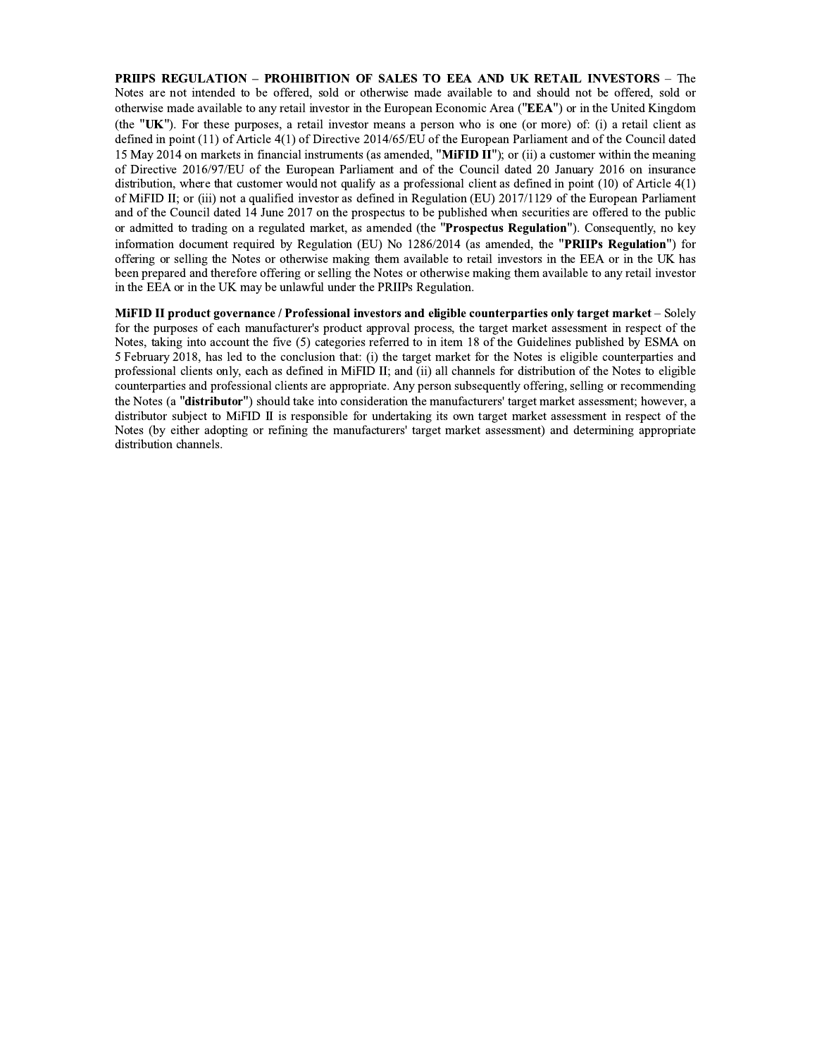**PRIIPS REGULATION – PROHIBITION OF SALES TO EEA AND UK RETAIL INVESTORS** – The Notes are not intended to be offered, sold or otherwise made available to and should not be offered, sold or otherwise made available to any retail investor in the European Economic Area ("**EEA**") or in the United Kingdom (the "**UK**"). For these purposes, a retail investor means a person who is one (or more) of: (i) a retail client as defined in point (11) of Article 4(1) of Directive 2014/65/EU of the European Parliament and of the Council dated 15 May 2014 on markets in financial instruments (as amended, "**MiFID II**"); or (ii) a customer within the meaning of Directive 2016/97/EU of the European Parliament and of the Council dated 20 January 2016 on insurance distribution, where that customer would not qualify as a professional client as defined in point (10) of Article 4(1) of MiFID II; or (iii) not a qualified investor as defined in Regulation (EU) 2017/1129 of the European Parliament and of the Council dated 14 June 2017 on the prospectus to be published when securities are offered to the public or admitted to trading on a regulated market, as amended (the "**Prospectus Regulation**"). Consequently, no key information document required by Regulation (EU) No 1286/2014 (as amended, the "**PRIIPs Regulation**") for offering or selling the Notes or otherwise making them available to retail investors in the EEA or in the UK has been prepared and therefore offering or selling the Notes or otherwise making them available to any retail investor in the EEA or in the UK may be unlawful under the PRIIPs Regulation.

**MiFID II product governance / Professional investors and eligible counterparties only target market** – Solely for the purposes of each manufacturer's product approval process, the target market assessment in respect of the Notes, taking into account the five (5) categories referred to in item 18 of the Guidelines published by ESMA on 5 February 2018, has led to the conclusion that: (i) the target market for the Notes is eligible counterparties and professional clients only, each as defined in MiFID II; and (ii) all channels for distribution of the Notes to eligible counterparties and professional clients are appropriate. Any person subsequently offering, selling or recommending the Notes (a "**distributor**") should take into consideration the manufacturers' target market assessment; however, a distributor subject to MiFID II is responsible for undertaking its own target market assessment in respect of the Notes (by either adopting or refining the manufacturers' target market assessment) and determining appropriate distribution channels.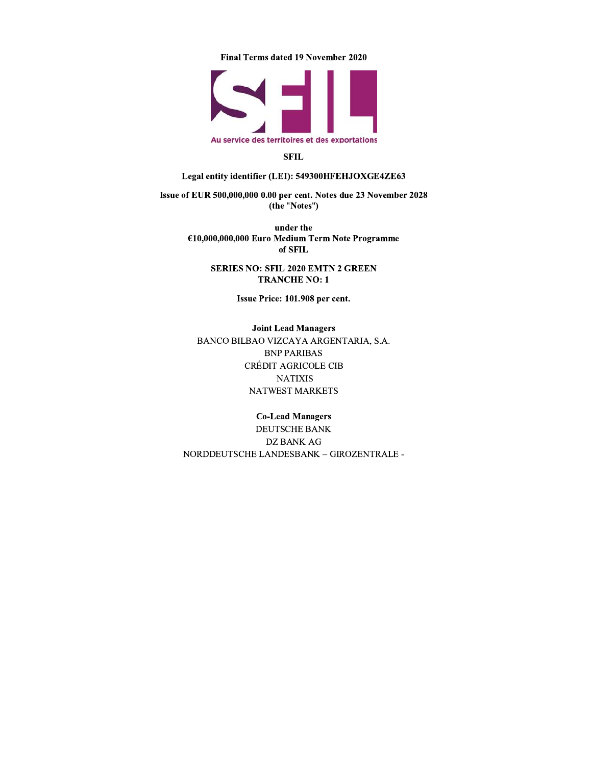**Final Terms dated 19 November 2020**

**SFIL**

**Legal entity identifier (LEI): 549300HFEHJOXGE4ZE63**

**Issue of EUR 500,000,000 0.00 per cent. Notes due 23 November 2028**
**(the "Notes")**

**under the**
**€10,000,000,000 Euro Medium Term Note Programme**
**of SFIL**

**SERIES NO: SFIL 2020 EMTN 2 GREEN**
**TRANCHE NO: 1**

**Issue Price: 101.908 per cent.**

**Joint Lead Managers**

BANCO BILBAO VIZCAYA ARGENTARIA, S.A.
BNP PARIBAS
CRÉDIT AGRICOLE CIB
NATIXIS
NATWEST MARKETS

**Co-Lead Managers**

DEUTSCHE BANK
DZ BANK AG
NORDDEUTSCHE LANDESBANK – GIROZENTRALE -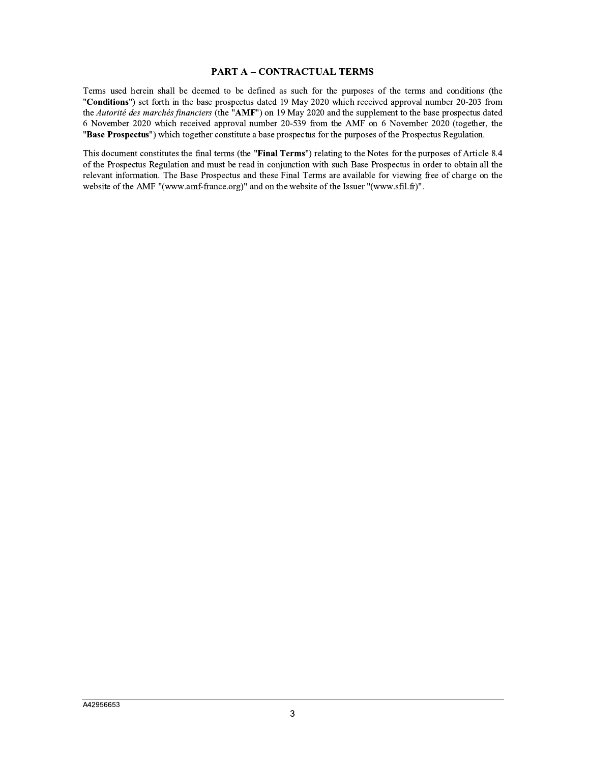## PART A – CONTRACTUAL TERMS

Terms used herein shall be deemed to be defined as such for the purposes of the terms and conditions (the "**Conditions**") set forth in the base prospectus dated 19 May 2020 which received approval number 20-203 from the *Autorité des marchés financiers* (the "**AMF**") on 19 May 2020 and the supplement to the base prospectus dated 6 November 2020 which received approval number 20-539 from the AMF on 6 November 2020 (together, the "**Base Prospectus**") which together constitute a base prospectus for the purposes of the Prospectus Regulation.

This document constitutes the final terms (the "**Final Terms**") relating to the Notes for the purposes of Article 8.4 of the Prospectus Regulation and must be read in conjunction with such Base Prospectus in order to obtain all the relevant information. The Base Prospectus and these Final Terms are available for viewing free of charge on the website of the AMF "(www.amf-france.org)" and on the website of the Issuer "(www.sfil.fr)".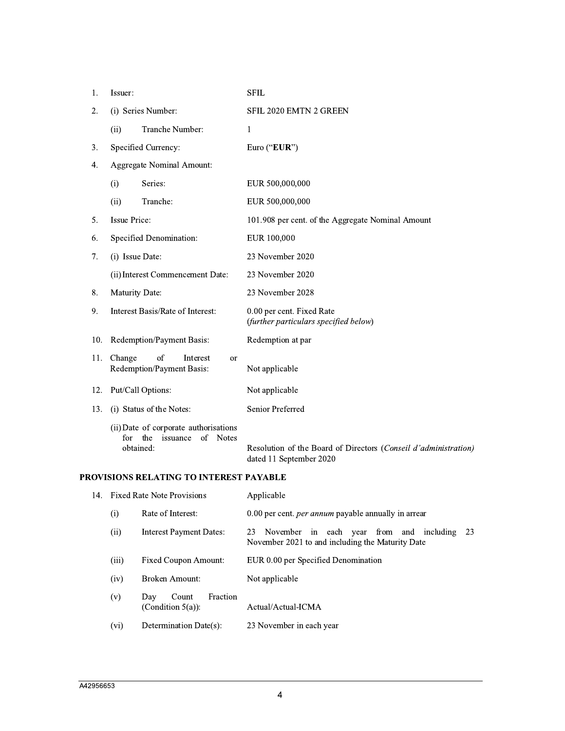| | | |
|---|---|---|
| 1. | Issuer: | SFIL |
| 2. | (i) Series Number: | SFIL 2020 EMTN 2 GREEN |
| | (ii) Tranche Number: | 1 |
| 3. | Specified Currency: | Euro ("**EUR**") |
| 4. | Aggregate Nominal Amount: | |
| | (i) Series: | EUR 500,000,000 |
| | (ii) Tranche: | EUR 500,000,000 |
| 5. | Issue Price: | 101.908 per cent. of the Aggregate Nominal Amount |
| 6. | Specified Denomination: | EUR 100,000 |
| 7. | (i) Issue Date: | 23 November 2020 |
| | (ii) Interest Commencement Date: | 23 November 2020 |
| 8. | Maturity Date: | 23 November 2028 |
| 9. | Interest Basis/Rate of Interest: | 0.00 per cent. Fixed Rate<br>(*further particulars specified below*) |
| 10. | Redemption/Payment Basis: | Redemption at par |
| 11. | Change of Interest or Redemption/Payment Basis: | Not applicable |
| 12. | Put/Call Options: | Not applicable |
| 13. | (i) Status of the Notes: | Senior Preferred |
| | (ii) Date of corporate authorisations for the issuance of Notes obtained: | Resolution of the Board of Directors (*Conseil d'administration)* dated 11 September 2020 |

**PROVISIONS RELATING TO INTEREST PAYABLE**

| | | |
|---|---|---|
| 14. | Fixed Rate Note Provisions | Applicable |
| | (i) Rate of Interest: | 0.00 per cent. *per annum* payable annually in arrear |
| | (ii) Interest Payment Dates: | 23 November in each year from and including 23 November 2021 to and including the Maturity Date |
| | (iii) Fixed Coupon Amount: | EUR 0.00 per Specified Denomination |
| | (iv) Broken Amount: | Not applicable |
| | (v) Day Count Fraction (Condition 5(a)): | Actual/Actual-ICMA |
| | (vi) Determination Date(s): | 23 November in each year |

A42956653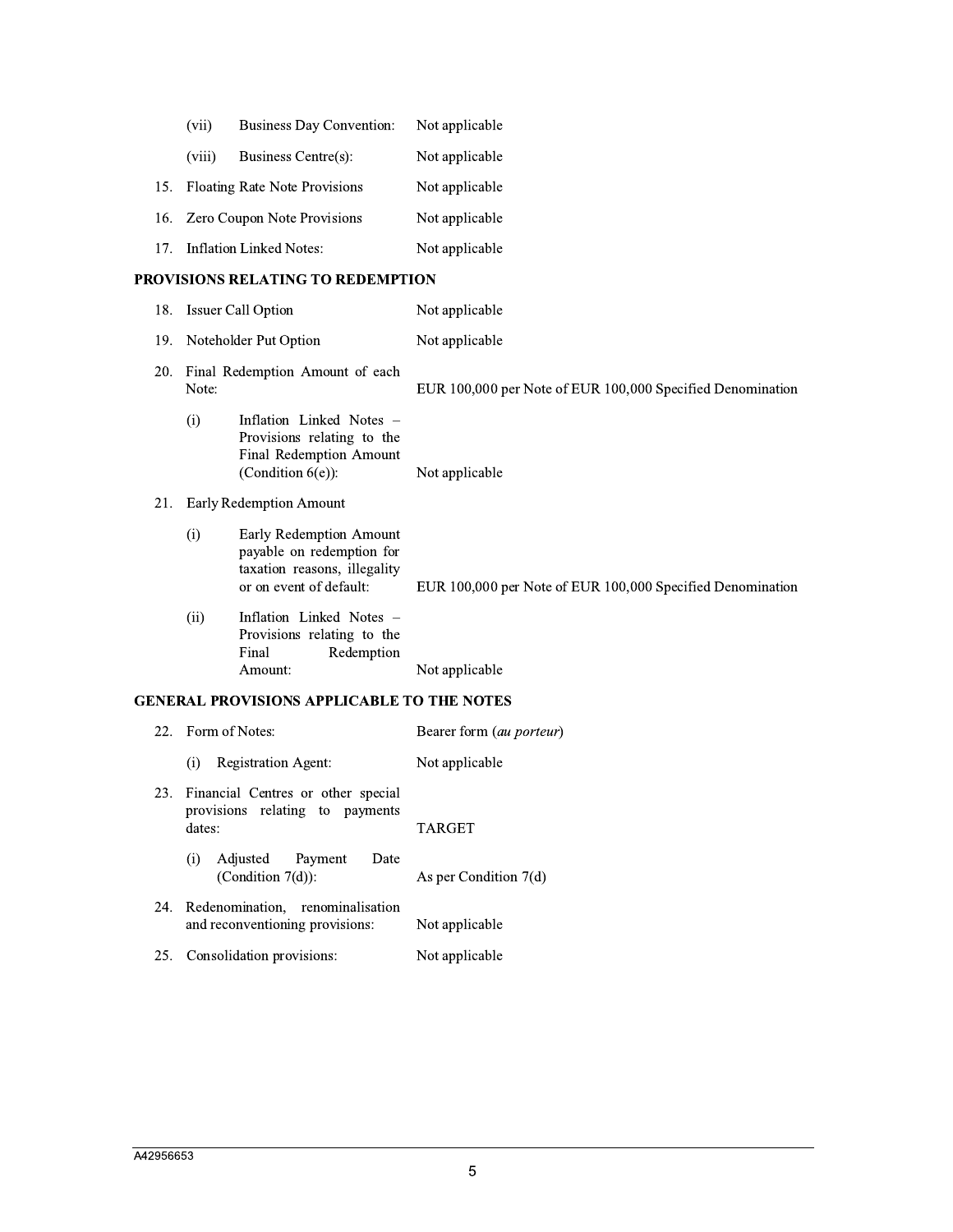| | | |
|---|---|---|
| (vii) | Business Day Convention: | Not applicable |
| (viii) | Business Centre(s): | Not applicable |
| 15. | Floating Rate Note Provisions | Not applicable |
| 16. | Zero Coupon Note Provisions | Not applicable |
| 17. | Inflation Linked Notes: | Not applicable |

**PROVISIONS RELATING TO REDEMPTION**

| | | |
|---|---|---|
| 18. | Issuer Call Option | Not applicable |
| 19. | Noteholder Put Option | Not applicable |
| 20. | Final Redemption Amount of each Note: | EUR 100,000 per Note of EUR 100,000 Specified Denomination |
| (i) | Inflation Linked Notes – Provisions relating to the Final Redemption Amount (Condition 6(e)): | Not applicable |
| 21. | Early Redemption Amount | |
| (i) | Early Redemption Amount payable on redemption for taxation reasons, illegality or on event of default: | EUR 100,000 per Note of EUR 100,000 Specified Denomination |
| (ii) | Inflation Linked Notes – Provisions relating to the Final Redemption Amount: | Not applicable |

**GENERAL PROVISIONS APPLICABLE TO THE NOTES**

| | | |
|---|---|---|
| 22. | Form of Notes: | Bearer form (*au porteur*) |
| (i) | Registration Agent: | Not applicable |
| 23. | Financial Centres or other special provisions relating to payments dates: | TARGET |
| (i) | Adjusted Payment Date (Condition 7(d)): | As per Condition 7(d) |
| 24. | Redenomination, renominalisation and reconventioning provisions: | Not applicable |
| 25. | Consolidation provisions: | Not applicable |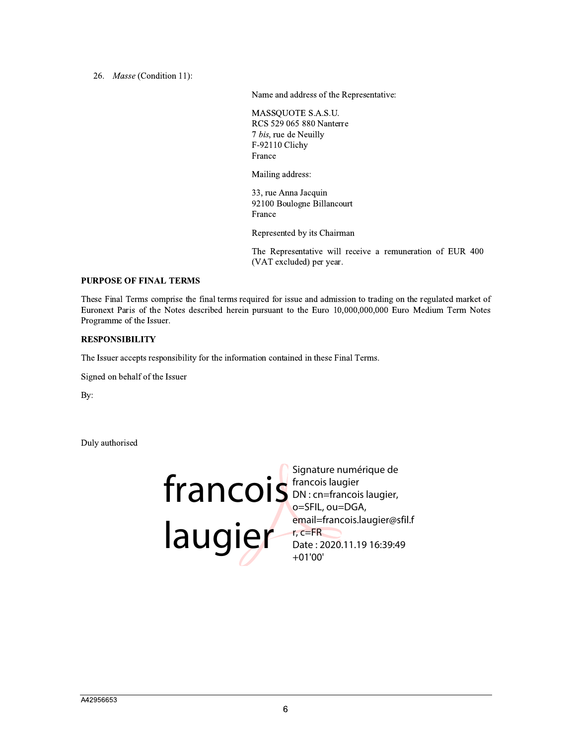26. *Masse* (Condition 11):

Name and address of the Representative:

MASSQUOTE S.A.S.U.
RCS 529 065 880 Nanterre
7 *bis*, rue de Neuilly
F-92110 Clichy
France

Mailing address:

33, rue Anna Jacquin
92100 Boulogne Billancourt
France

Represented by its Chairman

The Representative will receive a remuneration of EUR 400 (VAT excluded) per year.

**PURPOSE OF FINAL TERMS**

These Final Terms comprise the final terms required for issue and admission to trading on the regulated market of Euronext Paris of the Notes described herein pursuant to the Euro 10,000,000,000 Euro Medium Term Notes Programme of the Issuer.

**RESPONSIBILITY**

The Issuer accepts responsibility for the information contained in these Final Terms.

Signed on behalf of the Issuer

By:

Duly authorised

francois laugier

Signature numérique de francois laugier
DN : cn=francois laugier, o=SFIL, ou=DGA, email=francois.laugier@sfil.fr, c=FR
Date : 2020.11.19 16:39:49 +01'00'

A42956653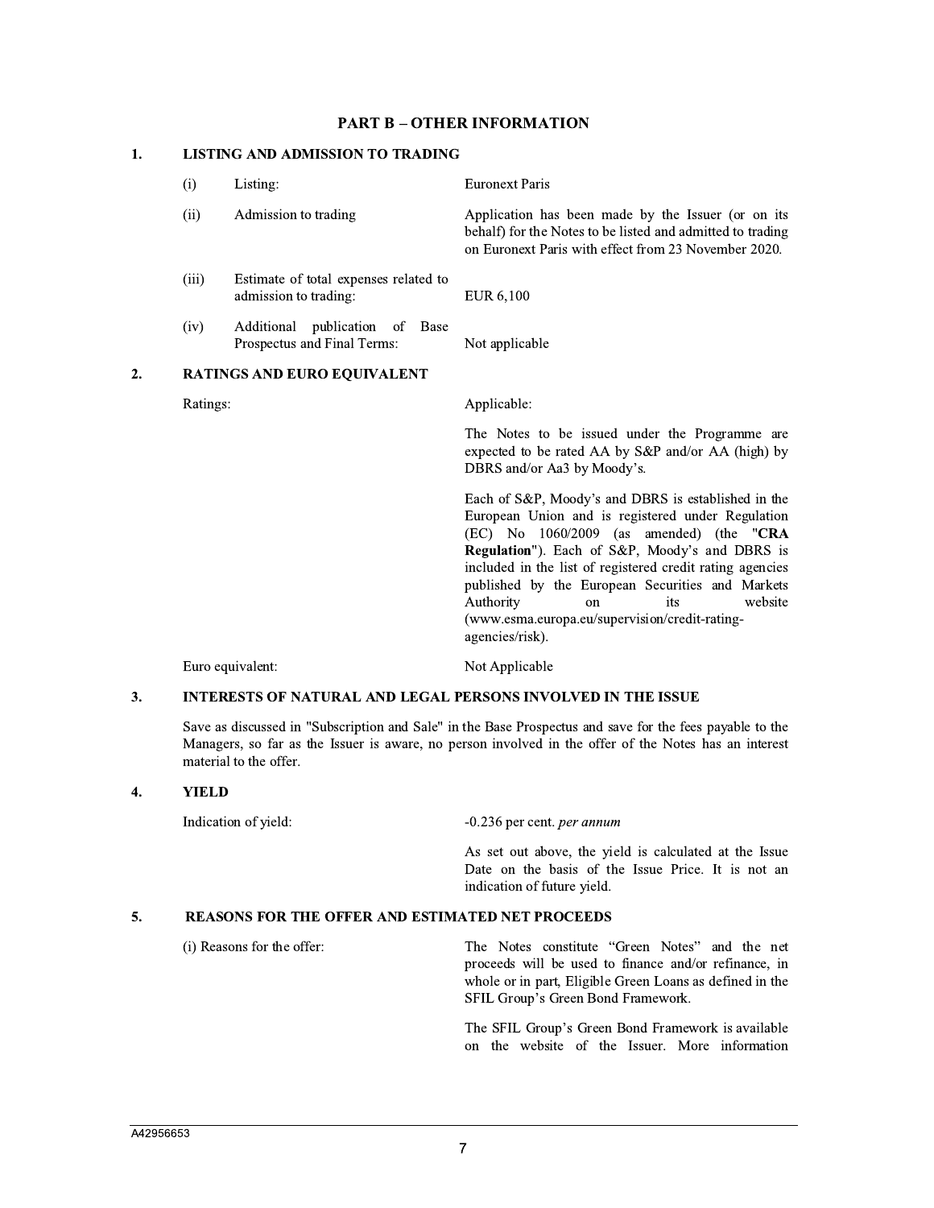## PART B – OTHER INFORMATION

### 1. LISTING AND ADMISSION TO TRADING

| | | |
|---|---|---|
| (i) | Listing: | Euronext Paris |
| (ii) | Admission to trading | Application has been made by the Issuer (or on its behalf) for the Notes to be listed and admitted to trading on Euronext Paris with effect from 23 November 2020. |
| (iii) | Estimate of total expenses related to admission to trading: | EUR 6,100 |
| (iv) | Additional publication of Base Prospectus and Final Terms: | Not applicable |

### 2. RATINGS AND EURO EQUIVALENT

Ratings: Applicable:

The Notes to be issued under the Programme are expected to be rated AA by S&P and/or AA (high) by DBRS and/or Aa3 by Moody's.

Each of S&P, Moody's and DBRS is established in the European Union and is registered under Regulation (EC) No 1060/2009 (as amended) (the "**CRA Regulation**"). Each of S&P, Moody's and DBRS is included in the list of registered credit rating agencies published by the European Securities and Markets Authority on its website (www.esma.europa.eu/supervision/credit-rating-agencies/risk).

Euro equivalent: Not Applicable

### 3. INTERESTS OF NATURAL AND LEGAL PERSONS INVOLVED IN THE ISSUE

Save as discussed in "Subscription and Sale" in the Base Prospectus and save for the fees payable to the Managers, so far as the Issuer is aware, no person involved in the offer of the Notes has an interest material to the offer.

### 4. YIELD

Indication of yield: -0.236 per cent. *per annum*

As set out above, the yield is calculated at the Issue Date on the basis of the Issue Price. It is not an indication of future yield.

### 5. REASONS FOR THE OFFER AND ESTIMATED NET PROCEEDS

(i) Reasons for the offer: The Notes constitute "Green Notes" and the net proceeds will be used to finance and/or refinance, in whole or in part, Eligible Green Loans as defined in the SFIL Group's Green Bond Framework.

The SFIL Group's Green Bond Framework is available on the website of the Issuer. More information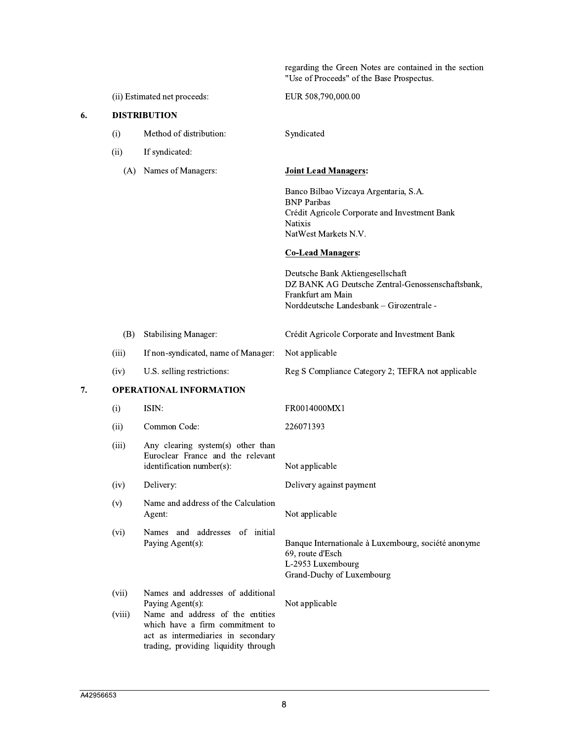regarding the Green Notes are contained in the section "Use of Proceeds" of the Base Prospectus.

| | | |
|---|---|---|
| (ii) Estimated net proceeds: | | EUR 508,790,000.00 |

## 6. DISTRIBUTION

| | | |
|---|---|---|
| (i) | Method of distribution: | Syndicated |
| (ii) | If syndicated: | |
| (A) | Names of Managers: | **Joint Lead Managers:**<br><br>Banco Bilbao Vizcaya Argentaria, S.A.<br>BNP Paribas<br>Crédit Agricole Corporate and Investment Bank<br>Natixis<br>NatWest Markets N.V.<br><br>**Co-Lead Managers:**<br><br>Deutsche Bank Aktiengesellschaft<br>DZ BANK AG Deutsche Zentral-Genossenschaftsbank, Frankfurt am Main<br>Norddeutsche Landesbank – Girozentrale - |
| (B) | Stabilising Manager: | Crédit Agricole Corporate and Investment Bank |
| (iii) | If non-syndicated, name of Manager: | Not applicable |
| (iv) | U.S. selling restrictions: | Reg S Compliance Category 2; TEFRA not applicable |

## 7. OPERATIONAL INFORMATION

| | | |
|---|---|---|
| (i) | ISIN: | FR0014000MX1 |
| (ii) | Common Code: | 226071393 |
| (iii) | Any clearing system(s) other than Euroclear France and the relevant identification number(s): | Not applicable |
| (iv) | Delivery: | Delivery against payment |
| (v) | Name and address of the Calculation Agent: | Not applicable |
| (vi) | Names and addresses of initial Paying Agent(s): | Banque Internationale à Luxembourg, société anonyme<br>69, route d'Esch<br>L-2953 Luxembourg<br>Grand-Duchy of Luxembourg |
| (vii) | Names and addresses of additional Paying Agent(s): | Not applicable |
| (viii) | Name and address of the entities which have a firm commitment to act as intermediaries in secondary trading, providing liquidity through | |

A42956653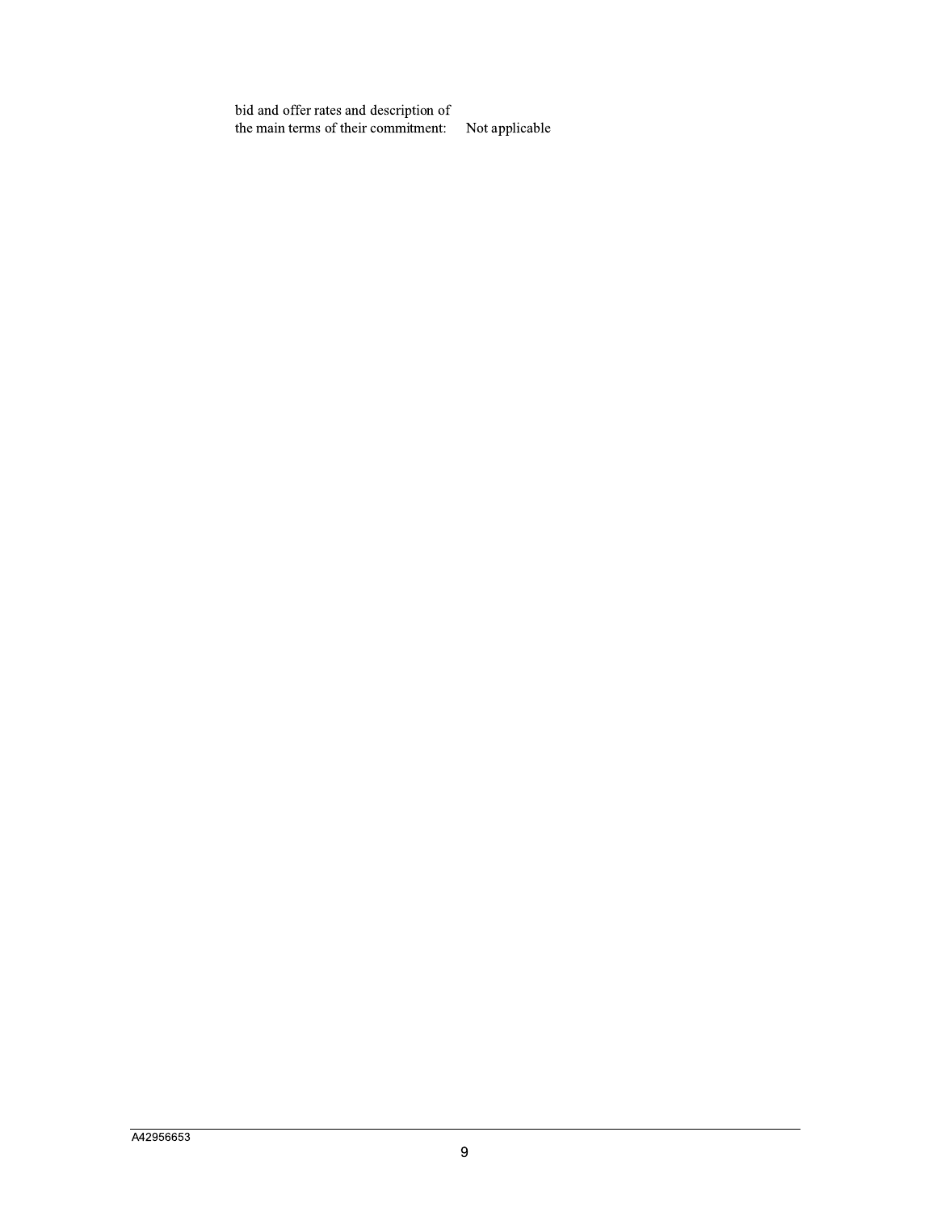| | |
|---|---|
| bid and offer rates and description of the main terms of their commitment: | Not applicable |